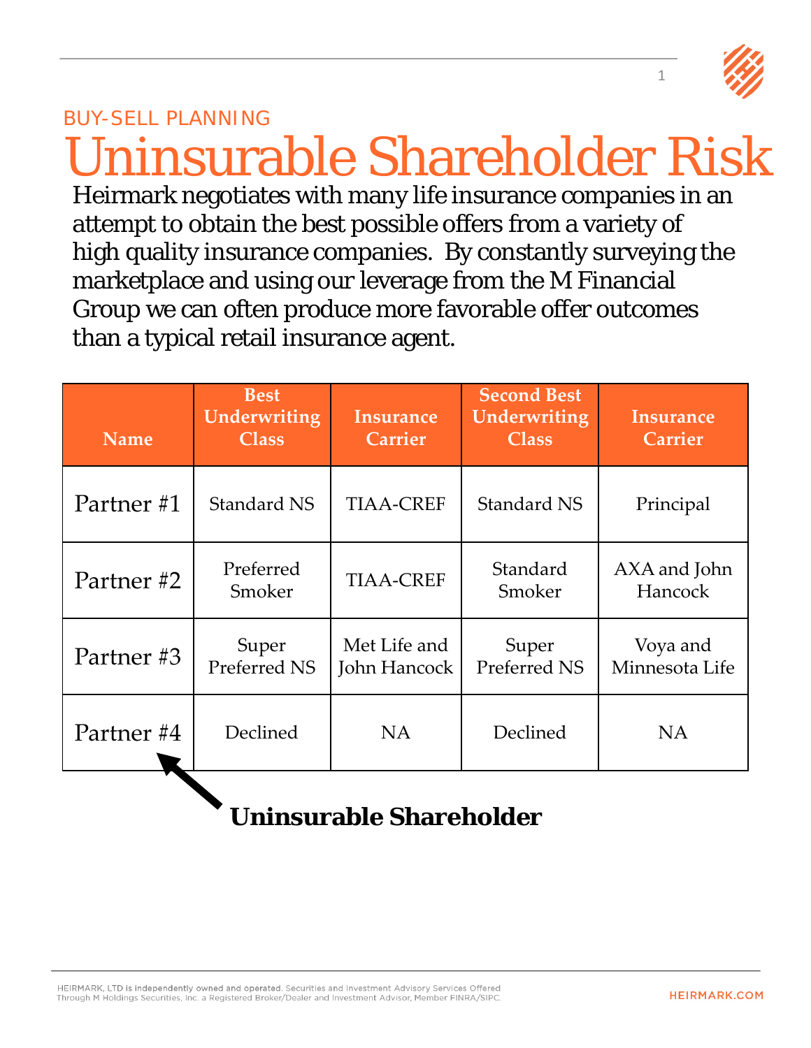BUY-SELL PLANNING

# Uninsurable Shareholder Risk

Heirmark negotiates with many life insurance companies in an attempt to obtain the best possible offers from a variety of high quality insurance companies. By constantly surveying the marketplace and using our leverage from the M Financial Group we can often produce more favorable offer outcomes than a typical retail insurance agent.

| Name | Best Underwriting Class | Insurance Carrier | Second Best Underwriting Class | Insurance Carrier |
|---|---|---|---|---|
| Partner #1 | Standard NS | TIAA-CREF | Standard NS | Principal |
| Partner #2 | Preferred Smoker | TIAA-CREF | Standard Smoker | AXA and John Hancock |
| Partner #3 | Super Preferred NS | Met Life and John Hancock | Super Preferred NS | Voya and Minnesota Life |
| Partner #4 | Declined | NA | Declined | NA |

**Uninsurable Shareholder**

HEIRMARK, LTD is independently owned and operated. Securities and Investment Advisory Services Offered Through M Holdings Securities, Inc. a Registered Broker/Dealer and Investment Advisor, Member FINRA/SIPC.

HEIRMARK.COM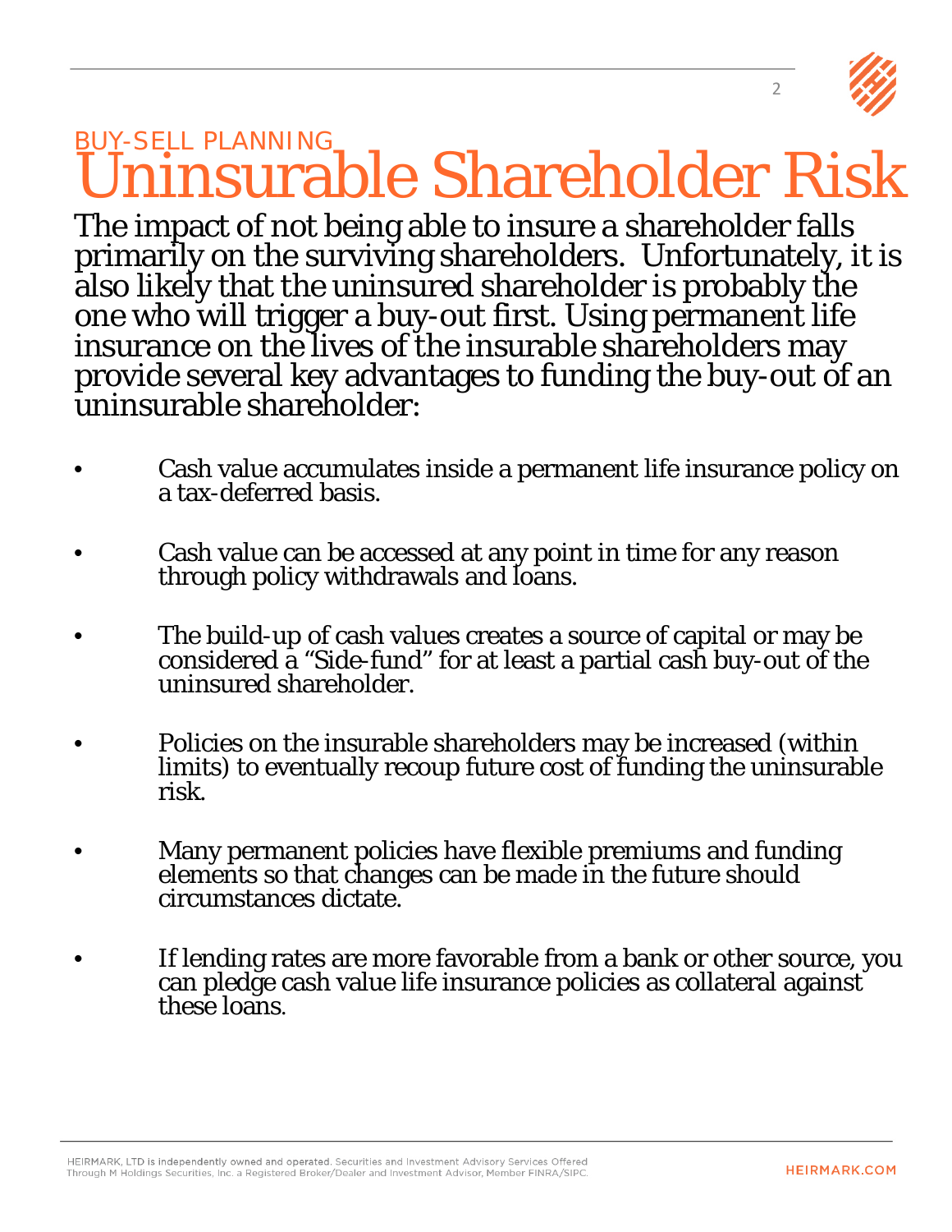BUY-SELL PLANNING

# Uninsurable Shareholder Risk

The impact of not being able to insure a shareholder falls primarily on the surviving shareholders. Unfortunately, it is also likely that the uninsured shareholder is probably the one who will trigger a buy-out first. Using permanent life insurance on the lives of the insurable shareholders may provide several key advantages to funding the buy-out of an uninsurable shareholder:

- Cash value accumulates inside a permanent life insurance policy on a tax-deferred basis.
- Cash value can be accessed at any point in time for any reason through policy withdrawals and loans.
- The build-up of cash values creates a source of capital or may be considered a "Side-fund" for at least a partial cash buy-out of the uninsured shareholder.
- Policies on the insurable shareholders may be increased (within limits) to eventually recoup future cost of funding the uninsurable risk.
- Many permanent policies have flexible premiums and funding elements so that changes can be made in the future should circumstances dictate.
- If lending rates are more favorable from a bank or other source, you can pledge cash value life insurance policies as collateral against these loans.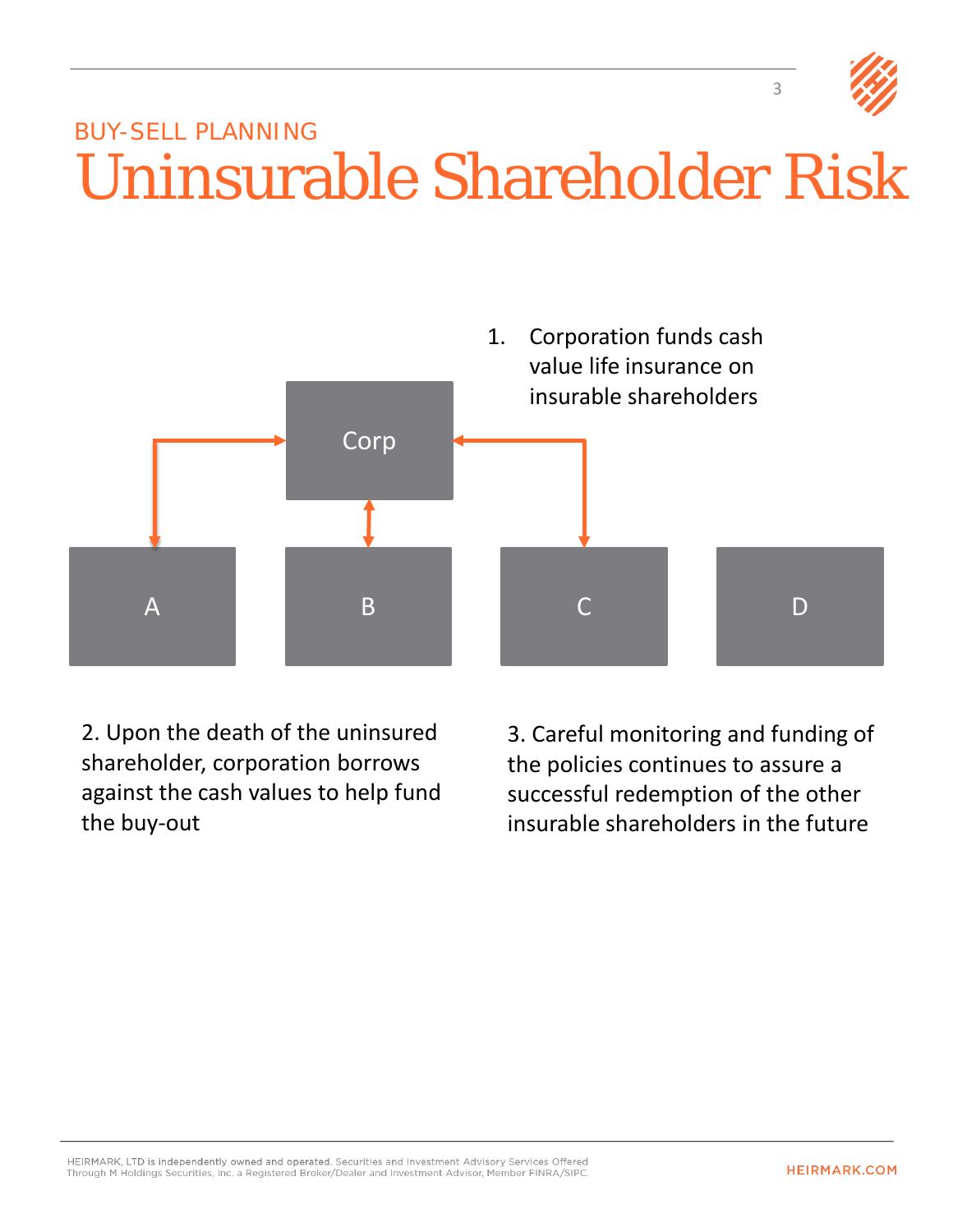BUY-SELL PLANNING

# Uninsurable Shareholder Risk

1. Corporation funds cash value life insurance on insurable shareholders

Corp

A

B

C

D

2. Upon the death of the uninsured shareholder, corporation borrows against the cash values to help fund the buy-out

3. Careful monitoring and funding of the policies continues to assure a successful redemption of the other insurable shareholders in the future

HEIRMARK, LTD is independently owned and operated. Securities and Investment Advisory Services Offered Through M Holdings Securities, Inc. a Registered Broker/Dealer and Investment Advisor, Member FINRA/SIPC.

HEIRMARK.COM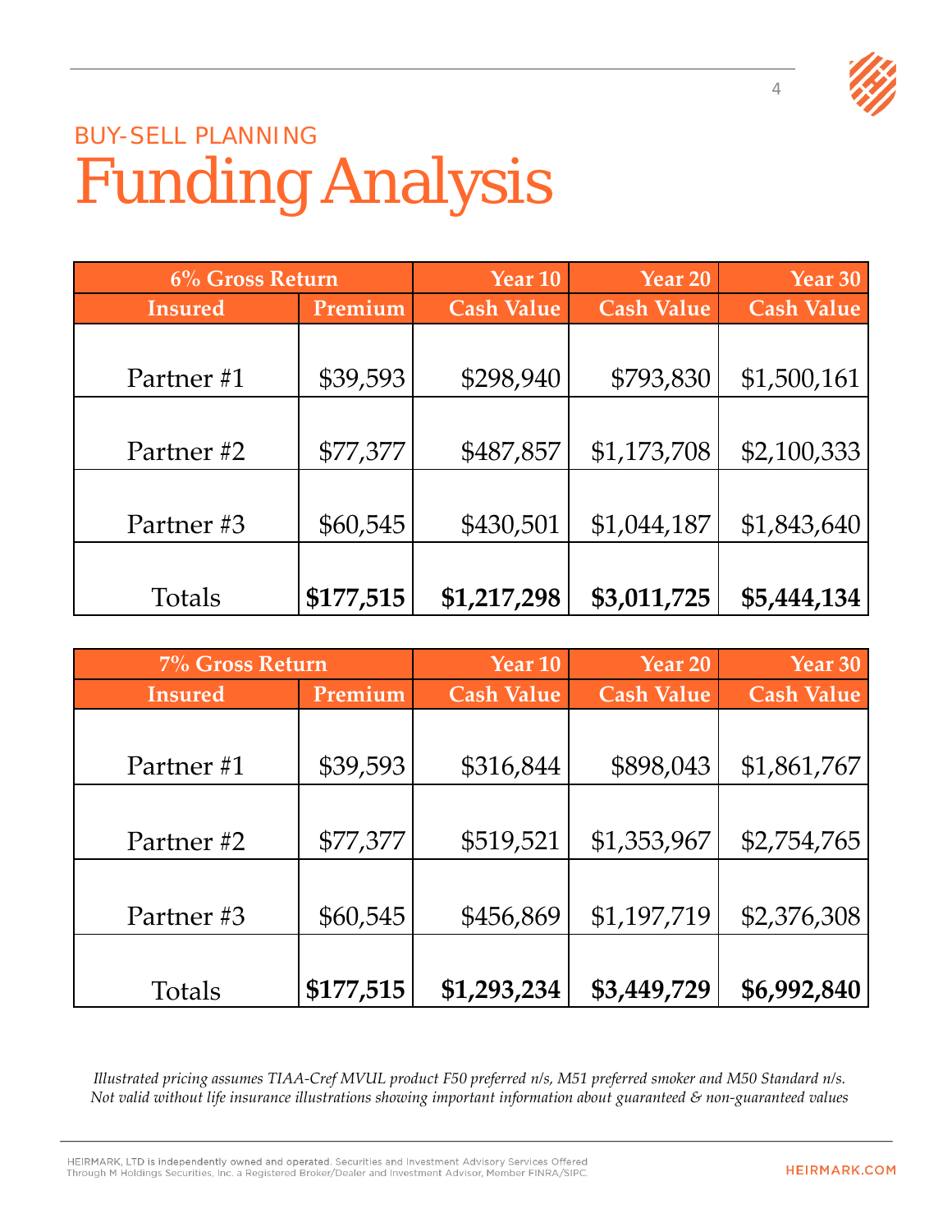BUY-SELL PLANNING

# Funding Analysis

| 6% Gross Return | | Year 10 | Year 20 | Year 30 |
|---|---|---|---|---|
| **Insured** | **Premium** | **Cash Value** | **Cash Value** | **Cash Value** |
| Partner #1 | $39,593 | $298,940 | $793,830 | $1,500,161 |
| Partner #2 | $77,377 | $487,857 | $1,173,708 | $2,100,333 |
| Partner #3 | $60,545 | $430,501 | $1,044,187 | $1,843,640 |
| Totals | **$177,515** | **$1,217,298** | **$3,011,725** | **$5,444,134** |

| 7% Gross Return | | Year 10 | Year 20 | Year 30 |
|---|---|---|---|---|
| **Insured** | **Premium** | **Cash Value** | **Cash Value** | **Cash Value** |
| Partner #1 | $39,593 | $316,844 | $898,043 | $1,861,767 |
| Partner #2 | $77,377 | $519,521 | $1,353,967 | $2,754,765 |
| Partner #3 | $60,545 | $456,869 | $1,197,719 | $2,376,308 |
| Totals | **$177,515** | **$1,293,234** | **$3,449,729** | **$6,992,840** |

*Illustrated pricing assumes TIAA-Cref MVUL product F50 preferred n/s, M51 preferred smoker and M50 Standard n/s. Not valid without life insurance illustrations showing important information about guaranteed & non-guaranteed values*

HEIRMARK, LTD is independently owned and operated. Securities and Investment Advisory Services Offered Through M Holdings Securities, Inc. a Registered Broker/Dealer and Investment Advisor, Member FINRA/SIPC.

HEIRMARK.COM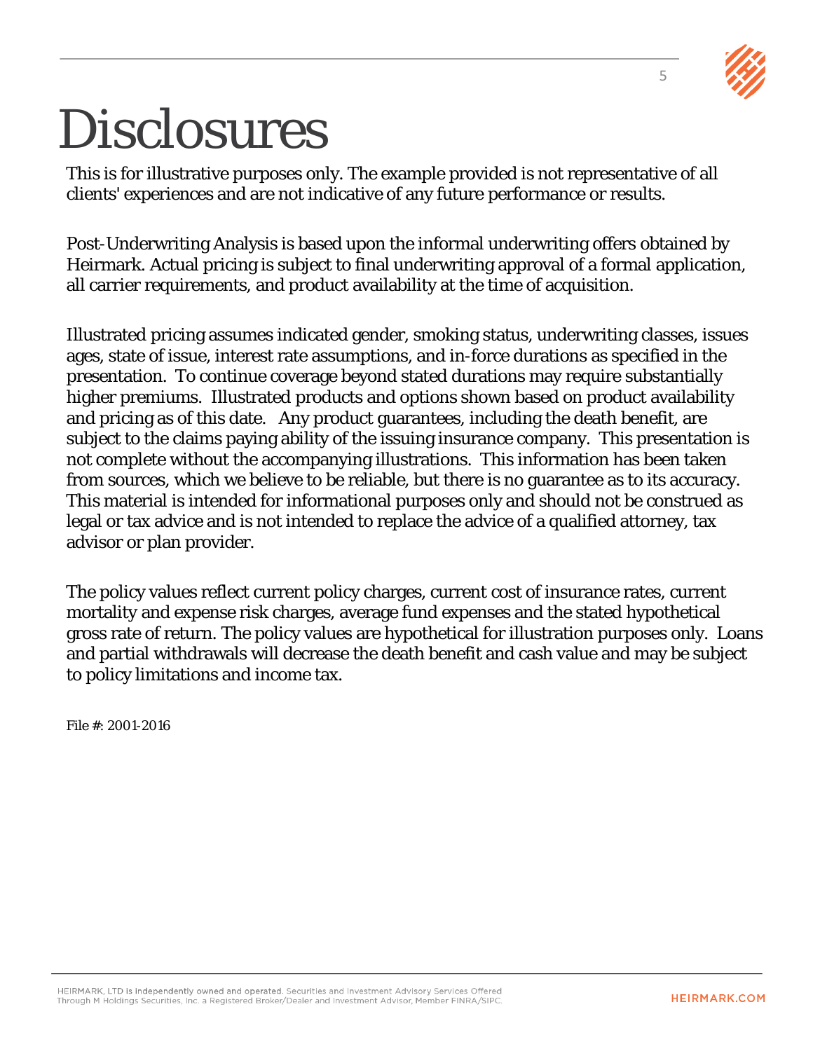# Disclosures

This is for illustrative purposes only. The example provided is not representative of all clients' experiences and are not indicative of any future performance or results.

Post-Underwriting Analysis is based upon the informal underwriting offers obtained by Heirmark. Actual pricing is subject to final underwriting approval of a formal application, all carrier requirements, and product availability at the time of acquisition.

Illustrated pricing assumes indicated gender, smoking status, underwriting classes, issues ages, state of issue, interest rate assumptions, and in-force durations as specified in the presentation. To continue coverage beyond stated durations may require substantially higher premiums. Illustrated products and options shown based on product availability and pricing as of this date. Any product guarantees, including the death benefit, are subject to the claims paying ability of the issuing insurance company. This presentation is not complete without the accompanying illustrations. This information has been taken from sources, which we believe to be reliable, but there is no guarantee as to its accuracy. This material is intended for informational purposes only and should not be construed as legal or tax advice and is not intended to replace the advice of a qualified attorney, tax advisor or plan provider.

The policy values reflect current policy charges, current cost of insurance rates, current mortality and expense risk charges, average fund expenses and the stated hypothetical gross rate of return. The policy values are hypothetical for illustration purposes only. Loans and partial withdrawals will decrease the death benefit and cash value and may be subject to policy limitations and income tax.

File #: 2001-2016

HEIRMARK, LTD is independently owned and operated. Securities and Investment Advisory Services Offered Through M Holdings Securities, Inc. a Registered Broker/Dealer and Investment Advisor, Member FINRA/SIPC.

HEIRMARK.COM